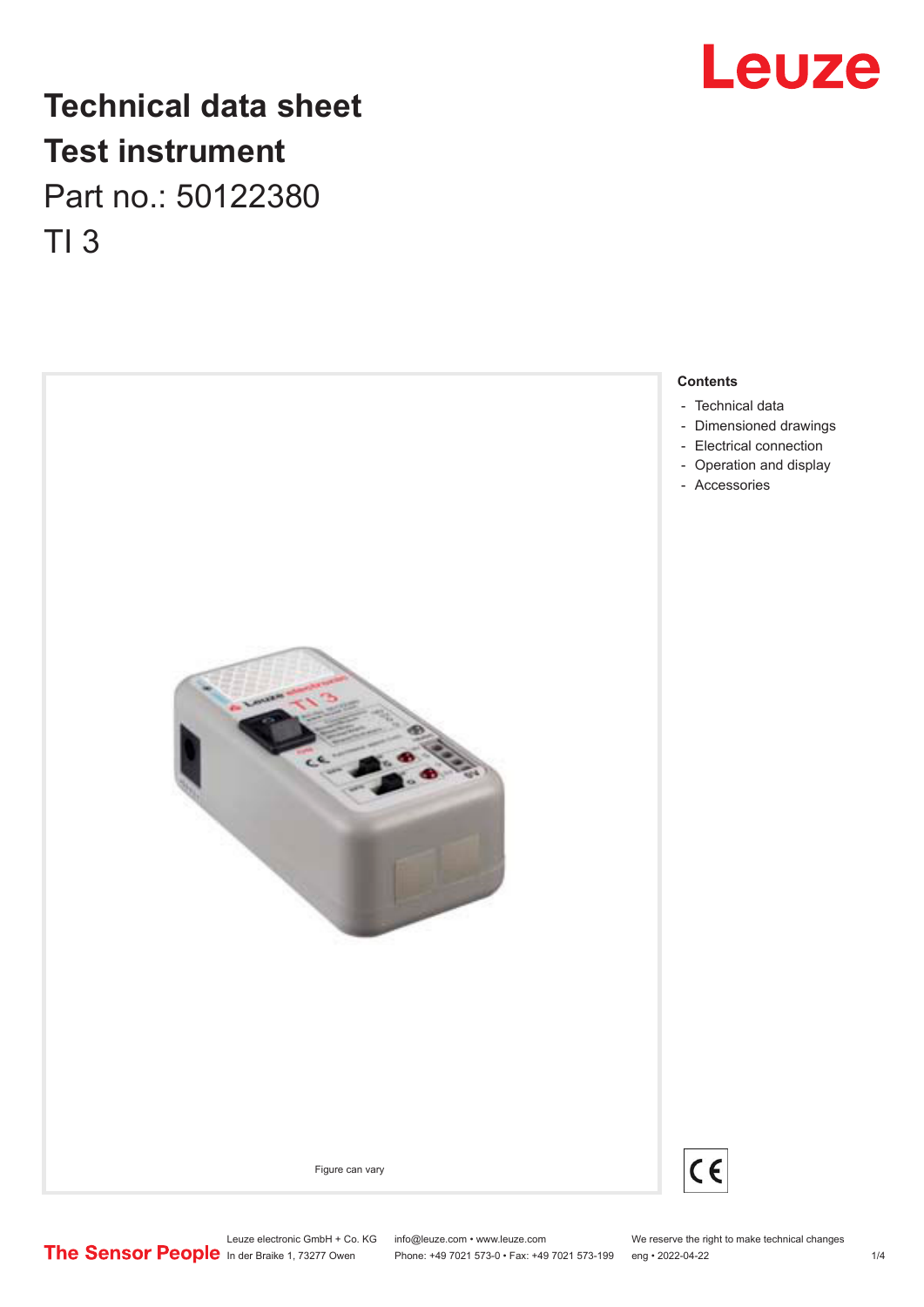# Technical data sheet
# Test instrument

Part no.: 50122380

TI 3

Figure can vary

**Contents**

- Technical data
- Dimensioned drawings
- Electrical connection
- Operation and display
- Accessories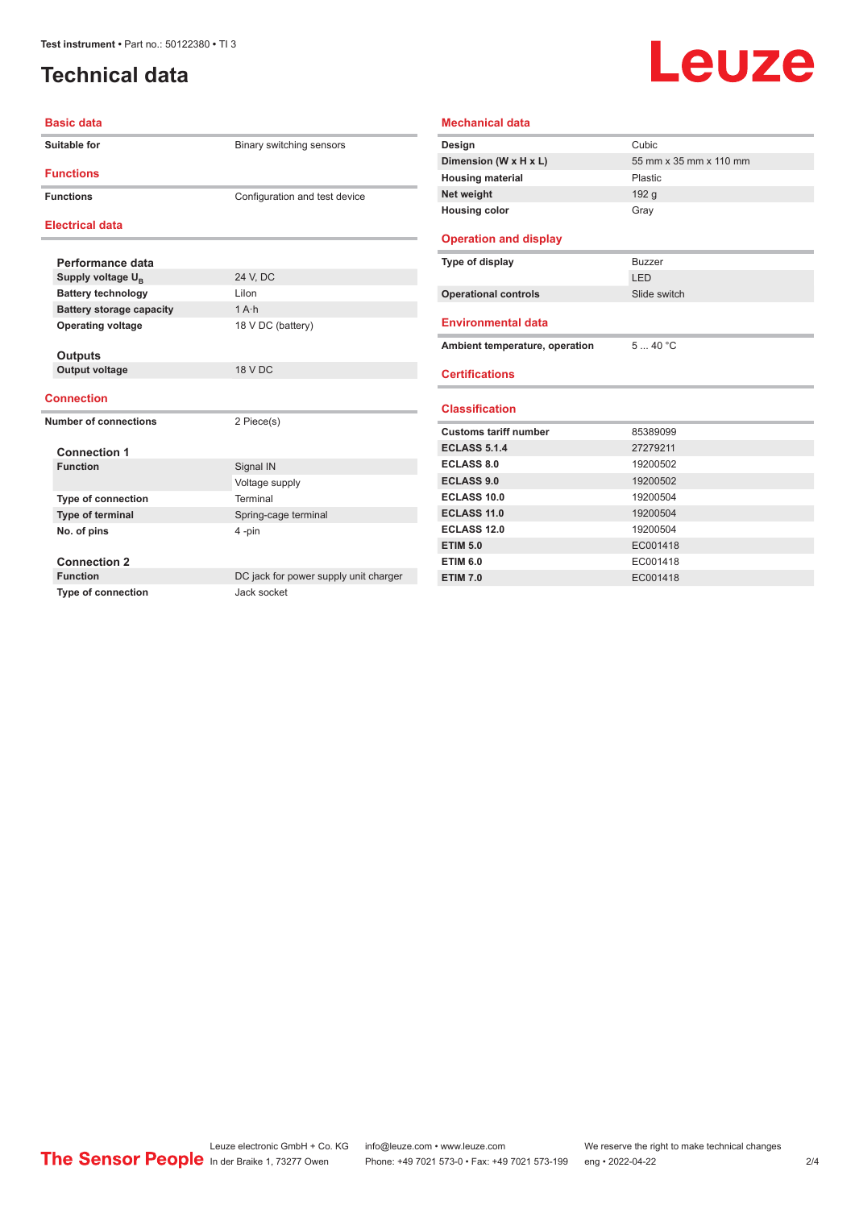# Technical data

## Basic data

| | |
|---|---|
| **Suitable for** | Binary switching sensors |

## Functions

| | |
|---|---|
| **Functions** | Configuration and test device |

## Electrical data

### Performance data

| | |
|---|---|
| **Supply voltage $U_B$** | 24 V, DC |
| **Battery technology** | LiIon |
| **Battery storage capacity** | 1 A·h |
| **Operating voltage** | 18 V DC (battery) |

### Outputs

| | |
|---|---|
| **Output voltage** | 18 V DC |

## Connection

| | |
|---|---|
| **Number of connections** | 2 Piece(s) |

### Connection 1

| | |
|---|---|
| **Function** | Signal IN<br>Voltage supply |
| **Type of connection** | Terminal |
| **Type of terminal** | Spring-cage terminal |
| **No. of pins** | 4 -pin |

### Connection 2

| | |
|---|---|
| **Function** | DC jack for power supply unit charger |
| **Type of connection** | Jack socket |

## Mechanical data

| | |
|---|---|
| **Design** | Cubic |
| **Dimension (W x H x L)** | 55 mm x 35 mm x 110 mm |
| **Housing material** | Plastic |
| **Net weight** | 192 g |
| **Housing color** | Gray |

## Operation and display

| | |
|---|---|
| **Type of display** | Buzzer<br>LED |
| **Operational controls** | Slide switch |

## Environmental data

| | |
|---|---|
| **Ambient temperature, operation** | 5 ... 40 °C |

## Certifications

## Classification

| | |
|---|---|
| **Customs tariff number** | 85389099 |
| **ECLASS 5.1.4** | 27279211 |
| **ECLASS 8.0** | 19200502 |
| **ECLASS 9.0** | 19200502 |
| **ECLASS 10.0** | 19200504 |
| **ECLASS 11.0** | 19200504 |
| **ECLASS 12.0** | 19200504 |
| **ETIM 5.0** | EC001418 |
| **ETIM 6.0** | EC001418 |
| **ETIM 7.0** | EC001418 |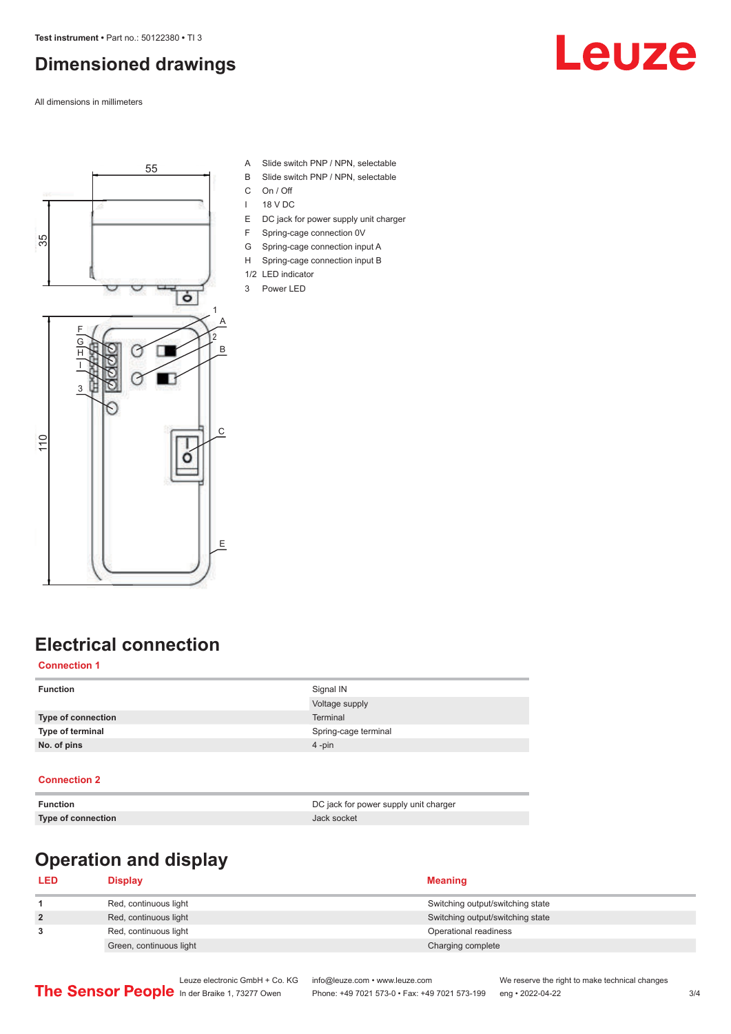## Dimensioned drawings

All dimensions in millimeters

- A Slide switch PNP / NPN, selectable
- B Slide switch PNP / NPN, selectable
- C On / Off
- I 18 V DC
- E DC jack for power supply unit charger
- F Spring-cage connection 0V
- G Spring-cage connection input A
- H Spring-cage connection input B
- 1/2 LED indicator
- 3 Power LED

## Electrical connection

### Connection 1

| | |
|---|---|
| **Function** | Signal IN |
| | Voltage supply |
| **Type of connection** | Terminal |
| **Type of terminal** | Spring-cage terminal |
| **No. of pins** | 4 -pin |

### Connection 2

| | |
|---|---|
| **Function** | DC jack for power supply unit charger |
| **Type of connection** | Jack socket |

## Operation and display

| LED | Display | Meaning |
|---|---|---|
| **1** | Red, continuous light | Switching output/switching state |
| **2** | Red, continuous light | Switching output/switching state |
| **3** | Red, continuous light | Operational readiness |
| | Green, continuous light | Charging complete |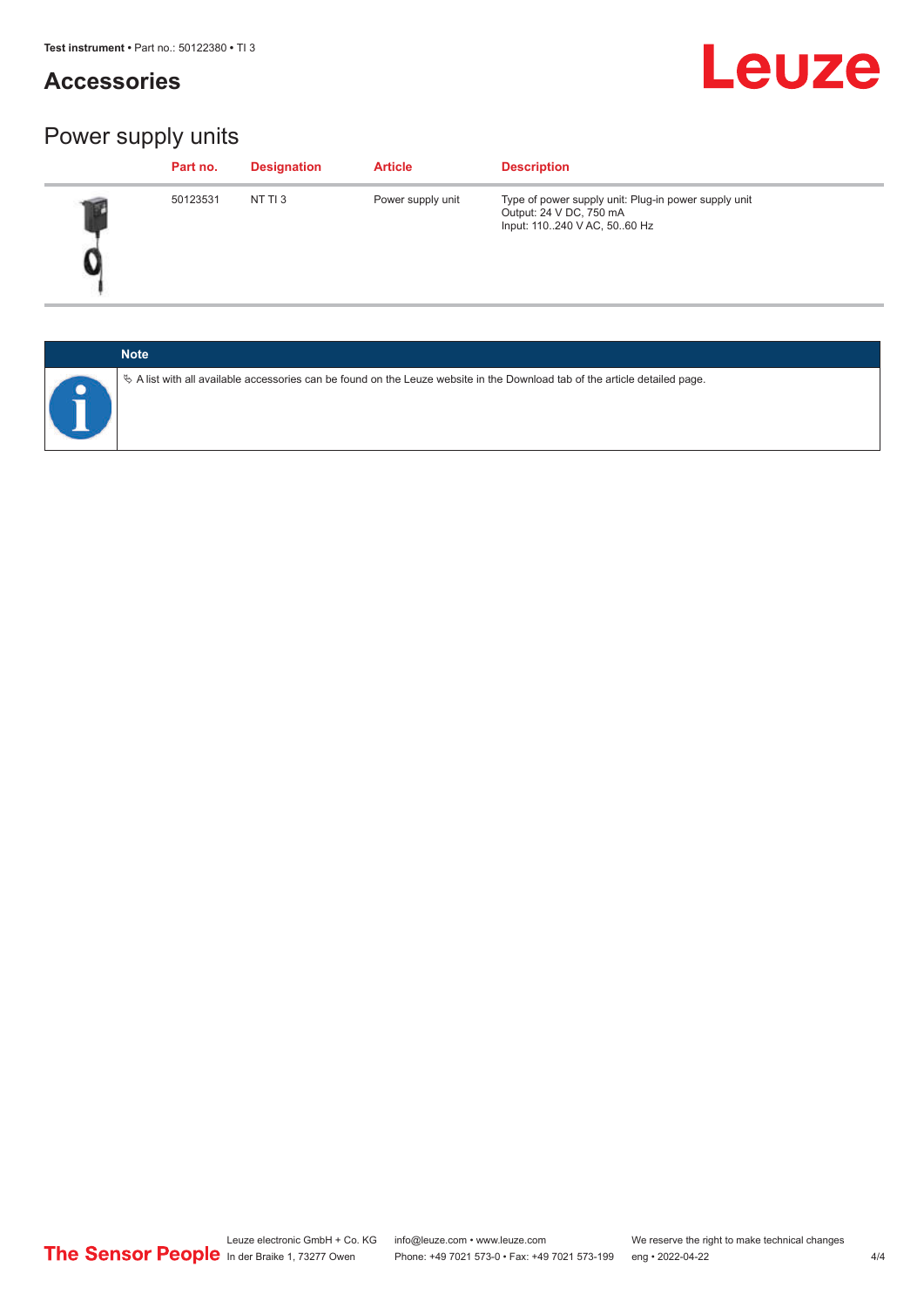## Accessories

### Power supply units

| | Part no. | Designation | Article | Description |
| --- | --- | --- | --- | --- |
| | 50123531 | NT TI 3 | Power supply unit | Type of power supply unit: Plug-in power supply unit<br>Output: 24 V DC, 750 mA<br>Input: 110..240 V AC, 50..60 Hz |

**Note**

A list with all available accessories can be found on the Leuze website in the Download tab of the article detailed page.